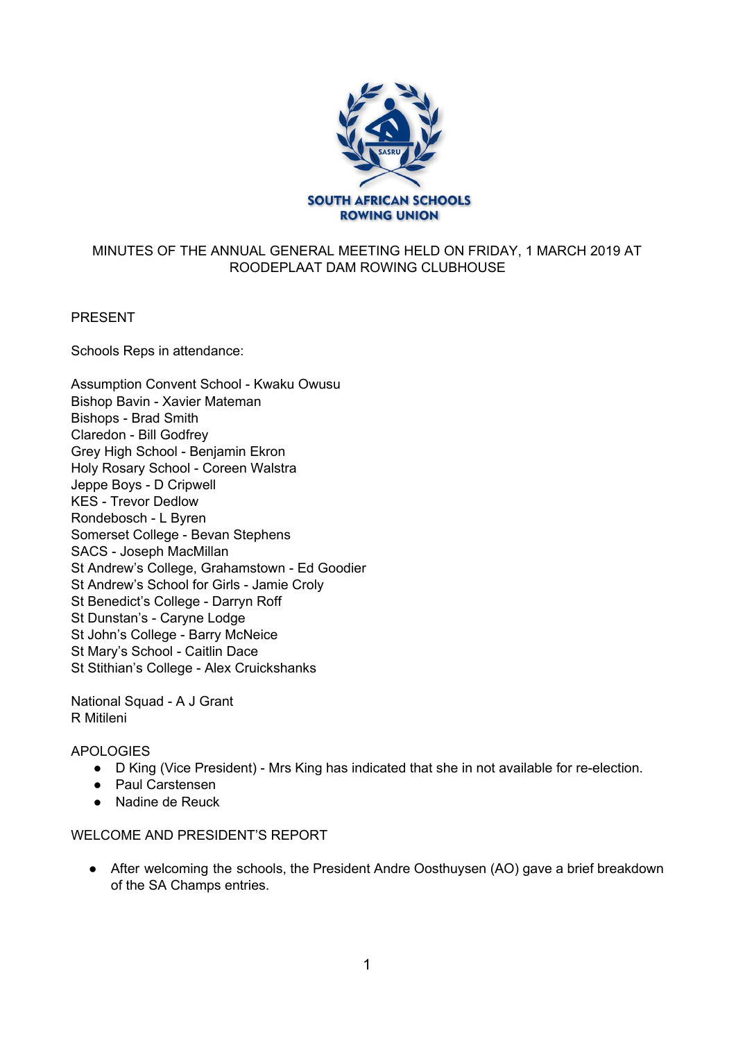SOUTH AFRICAN SCHOOLS ROWING UNION

# MINUTES OF THE ANNUAL GENERAL MEETING HELD ON FRIDAY, 1 MARCH 2019 AT RODEEPLAAT DAM ROWING CLUBHOUSE

PRESENT

Schools Reps in attendance:

Assumption Convent School - Kwaku Owusu
Bishop Bavin - Xavier Mateman
Bishops - Brad Smith
Claredon - Bill Godfrey
Grey High School - Benjamin Ekron
Holy Rosary School - Coreen Walstra
Jeppe Boys - D Cripwell
KES - Trevor Dedlow
Rondebosch - L Byren
Somerset College - Bevan Stephens
SACS - Joseph MacMillan
St Andrew's College, Grahamstown - Ed Goodier
St Andrew's School for Girls - Jamie Croly
St Benedict's College - Darryn Roff
St Dunstan's - Caryne Lodge
St John's College - Barry McNeice
St Mary's School - Caitlin Dace
St Stithian's College - Alex Cruickshanks

National Squad - A J Grant
R Mitileni

APOLOGIES

- D King (Vice President) - Mrs King has indicated that she in not available for re-election.
- Paul Carstensen
- Nadine de Reuck

WELCOME AND PRESIDENT'S REPORT

- After welcoming the schools, the President Andre Oosthuysen (AO) gave a brief breakdown of the SA Champs entries.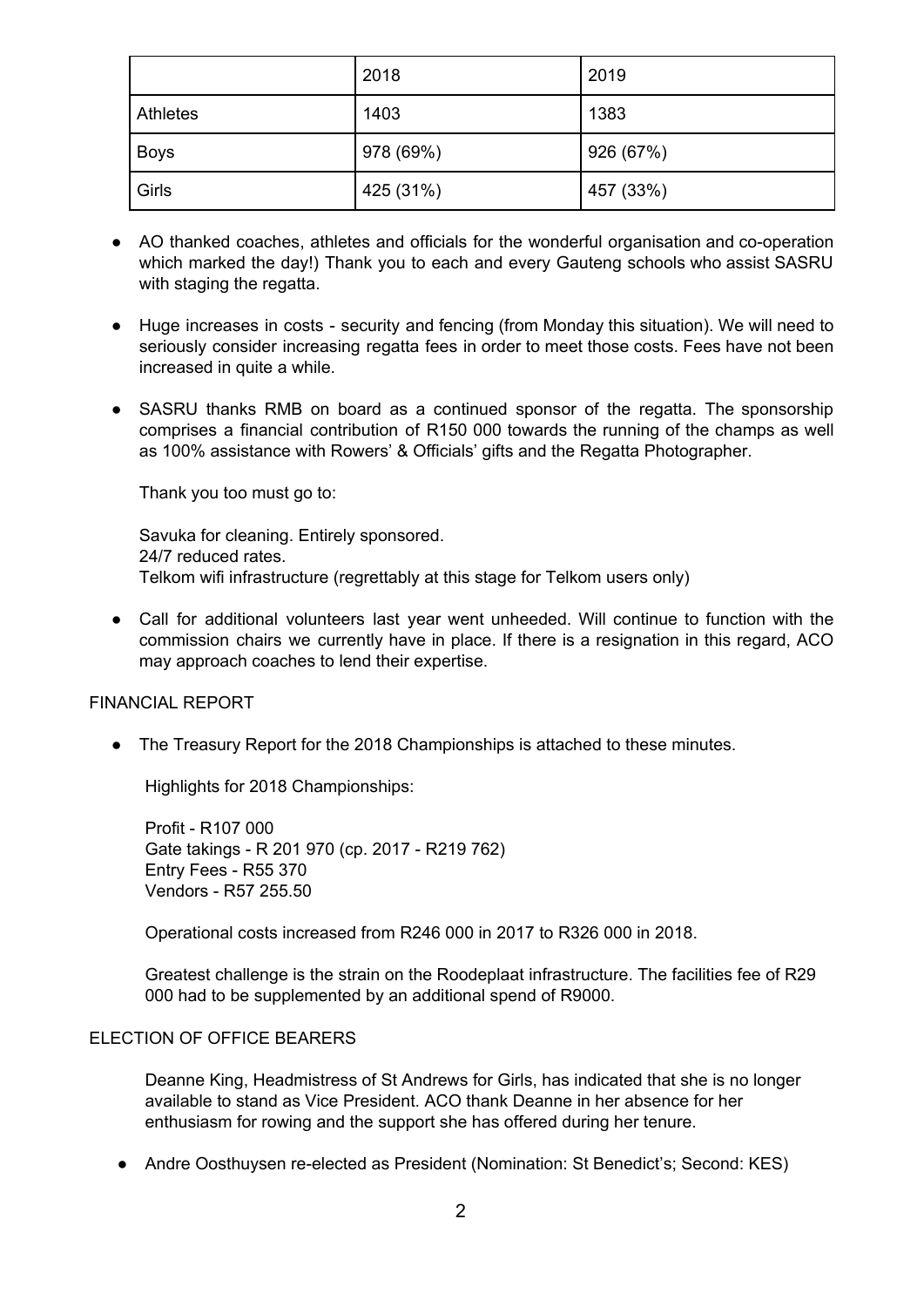| | 2018 | 2019 |
|---|---|---|
| Athletes | 1403 | 1383 |
| Boys | 978 (69%) | 926 (67%) |
| Girls | 425 (31%) | 457 (33%) |

- AO thanked coaches, athletes and officials for the wonderful organisation and co-operation which marked the day!) Thank you to each and every Gauteng schools who assist SASRU with staging the regatta.

- Huge increases in costs - security and fencing (from Monday this situation). We will need to seriously consider increasing regatta fees in order to meet those costs. Fees have not been increased in quite a while.

- SASRU thanks RMB on board as a continued sponsor of the regatta. The sponsorship comprises a financial contribution of R150 000 towards the running of the champs as well as 100% assistance with Rowers' & Officials' gifts and the Regatta Photographer.

  Thank you too must go to:

  Savuka for cleaning. Entirely sponsored.
  24/7 reduced rates.
  Telkom wifi infrastructure (regrettably at this stage for Telkom users only)

- Call for additional volunteers last year went unheeded. Will continue to function with the commission chairs we currently have in place. If there is a resignation in this regard, ACO may approach coaches to lend their expertise.

FINANCIAL REPORT

- The Treasury Report for the 2018 Championships is attached to these minutes.

  Highlights for 2018 Championships:

  Profit - R107 000
  Gate takings - R 201 970 (cp. 2017 - R219 762)
  Entry Fees - R55 370
  Vendors - R57 255.50

  Operational costs increased from R246 000 in 2017 to R326 000 in 2018.

  Greatest challenge is the strain on the Roodeplaat infrastructure. The facilities fee of R29 000 had to be supplemented by an additional spend of R9000.

ELECTION OF OFFICE BEARERS

Deanne King, Headmistress of St Andrews for Girls, has indicated that she is no longer available to stand as Vice President. ACO thank Deanne in her absence for her enthusiasm for rowing and the support she has offered during her tenure.

- Andre Oosthuysen re-elected as President (Nomination: St Benedict's; Second: KES)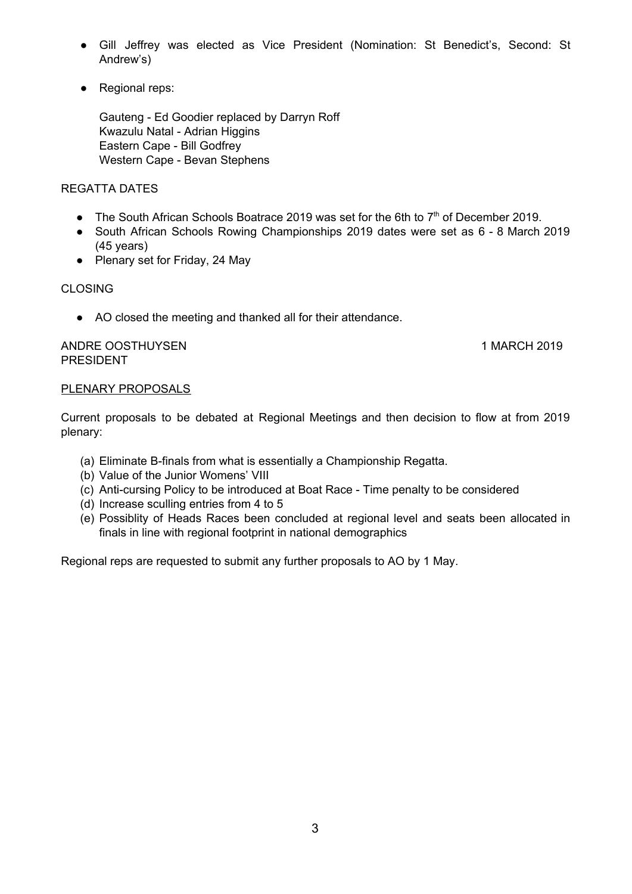- Gill Jeffrey was elected as Vice President (Nomination: St Benedict's, Second: St Andrew's)

- Regional reps:

  Gauteng - Ed Goodier replaced by Darryn Roff
  Kwazulu Natal - Adrian Higgins
  Eastern Cape - Bill Godfrey
  Western Cape - Bevan Stephens

REGATTA DATES

- The South African Schools Boatrace 2019 was set for the 6th to 7th of December 2019.
- South African Schools Rowing Championships 2019 dates were set as 6 - 8 March 2019 (45 years)
- Plenary set for Friday, 24 May

CLOSING

- AO closed the meeting and thanked all for their attendance.

ANDRE OOSTHUYSEN 1 MARCH 2019
PRESIDENT

<u>PLENARY PROPOSALS</u>

Current proposals to be debated at Regional Meetings and then decision to flow at from 2019 plenary:

(a) Eliminate B-finals from what is essentially a Championship Regatta.
(b) Value of the Junior Womens' VIII
(c) Anti-cursing Policy to be introduced at Boat Race - Time penalty to be considered
(d) Increase sculling entries from 4 to 5
(e) Possiblity of Heads Races been concluded at regional level and seats been allocated in finals in line with regional footprint in national demographics

Regional reps are requested to submit any further proposals to AO by 1 May.